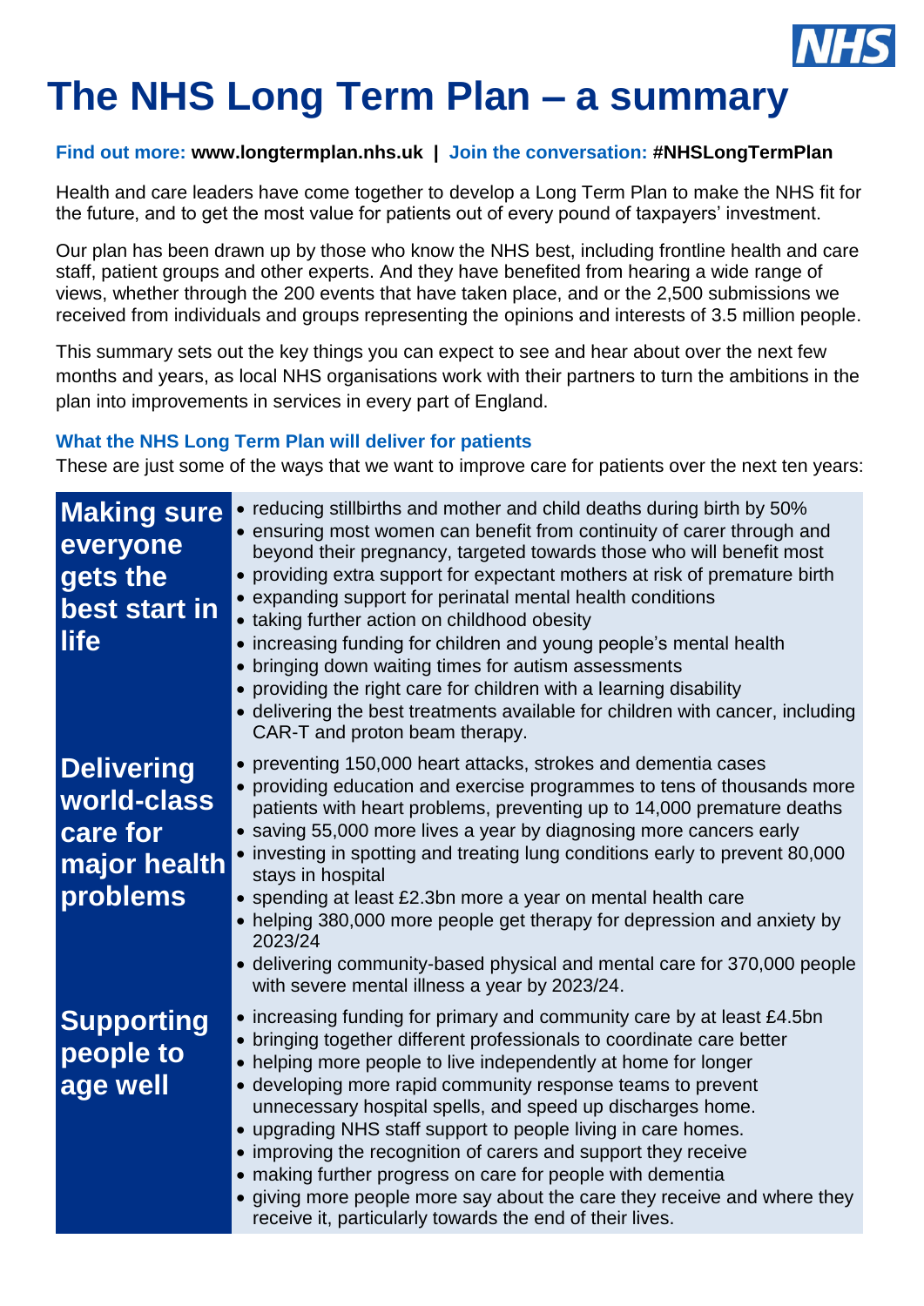# The NHS Long Term Plan – a summary

**Find out more:** **www.longtermplan.nhs.uk** | **Join the conversation:** **#NHSLongTermPlan**

Health and care leaders have come together to develop a Long Term Plan to make the NHS fit for the future, and to get the most value for patients out of every pound of taxpayers' investment.

Our plan has been drawn up by those who know the NHS best, including frontline health and care staff, patient groups and other experts. And they have benefited from hearing a wide range of views, whether through the 200 events that have taken place, and or the 2,500 submissions we received from individuals and groups representing the opinions and interests of 3.5 million people.

This summary sets out the key things you can expect to see and hear about over the next few months and years, as local NHS organisations work with their partners to turn the ambitions in the plan into improvements in services in every part of England.

### What the NHS Long Term Plan will deliver for patients

These are just some of the ways that we want to improve care for patients over the next ten years:

#### Making sure everyone gets the best start in life

- reducing stillbirths and mother and child deaths during birth by 50%
- ensuring most women can benefit from continuity of carer through and beyond their pregnancy, targeted towards those who will benefit most
- providing extra support for expectant mothers at risk of premature birth
- expanding support for perinatal mental health conditions
- taking further action on childhood obesity
- increasing funding for children and young people's mental health
- bringing down waiting times for autism assessments
- providing the right care for children with a learning disability
- delivering the best treatments available for children with cancer, including CAR-T and proton beam therapy.

#### Delivering world-class care for major health problems

- preventing 150,000 heart attacks, strokes and dementia cases
- providing education and exercise programmes to tens of thousands more patients with heart problems, preventing up to 14,000 premature deaths
- saving 55,000 more lives a year by diagnosing more cancers early
- investing in spotting and treating lung conditions early to prevent 80,000 stays in hospital
- spending at least £2.3bn more a year on mental health care
- helping 380,000 more people get therapy for depression and anxiety by 2023/24
- delivering community-based physical and mental care for 370,000 people with severe mental illness a year by 2023/24.

#### Supporting people to age well

- increasing funding for primary and community care by at least £4.5bn
- bringing together different professionals to coordinate care better
- helping more people to live independently at home for longer
- developing more rapid community response teams to prevent unnecessary hospital spells, and speed up discharges home.
- upgrading NHS staff support to people living in care homes.
- improving the recognition of carers and support they receive
- making further progress on care for people with dementia
- giving more people more say about the care they receive and where they receive it, particularly towards the end of their lives.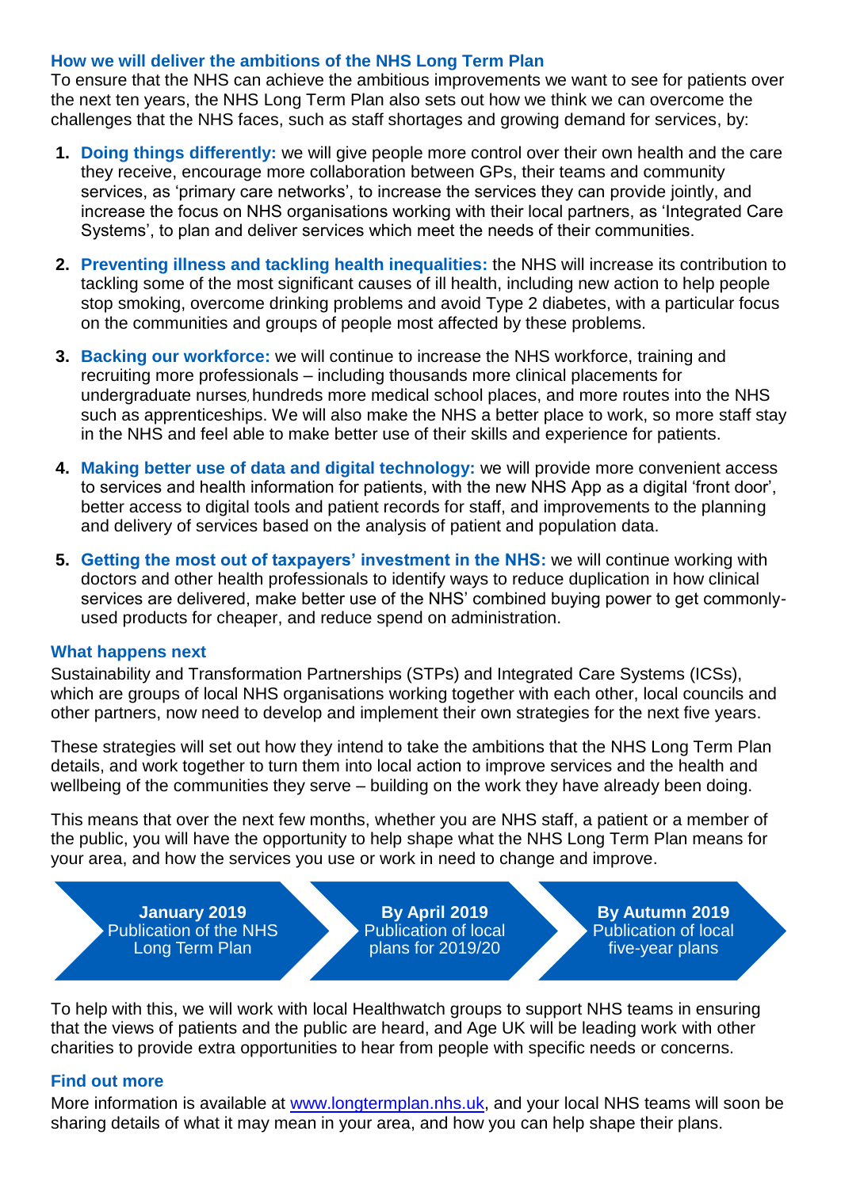## How we will deliver the ambitions of the NHS Long Term Plan

To ensure that the NHS can achieve the ambitious improvements we want to see for patients over the next ten years, the NHS Long Term Plan also sets out how we think we can overcome the challenges that the NHS faces, such as staff shortages and growing demand for services, by:

1. **Doing things differently:** we will give people more control over their own health and the care they receive, encourage more collaboration between GPs, their teams and community services, as 'primary care networks', to increase the services they can provide jointly, and increase the focus on NHS organisations working with their local partners, as 'Integrated Care Systems', to plan and deliver services which meet the needs of their communities.
2. **Preventing illness and tackling health inequalities:** the NHS will increase its contribution to tackling some of the most significant causes of ill health, including new action to help people stop smoking, overcome drinking problems and avoid Type 2 diabetes, with a particular focus on the communities and groups of people most affected by these problems.
3. **Backing our workforce:** we will continue to increase the NHS workforce, training and recruiting more professionals – including thousands more clinical placements for undergraduate nurses, hundreds more medical school places, and more routes into the NHS such as apprenticeships. We will also make the NHS a better place to work, so more staff stay in the NHS and feel able to make better use of their skills and experience for patients.
4. **Making better use of data and digital technology:** we will provide more convenient access to services and health information for patients, with the new NHS App as a digital 'front door', better access to digital tools and patient records for staff, and improvements to the planning and delivery of services based on the analysis of patient and population data.
5. **Getting the most out of taxpayers' investment in the NHS:** we will continue working with doctors and other health professionals to identify ways to reduce duplication in how clinical services are delivered, make better use of the NHS' combined buying power to get commonly-used products for cheaper, and reduce spend on administration.

## What happens next

Sustainability and Transformation Partnerships (STPs) and Integrated Care Systems (ICSs), which are groups of local NHS organisations working together with each other, local councils and other partners, now need to develop and implement their own strategies for the next five years.

These strategies will set out how they intend to take the ambitions that the NHS Long Term Plan details, and work together to turn them into local action to improve services and the health and wellbeing of the communities they serve – building on the work they have already been doing.

This means that over the next few months, whether you are NHS staff, a patient or a member of the public, you will have the opportunity to help shape what the NHS Long Term Plan means for your area, and how the services you use or work in need to change and improve.

**January 2019**
Publication of the NHS Long Term Plan

**By April 2019**
Publication of local plans for 2019/20

**By Autumn 2019**
Publication of local five-year plans

To help with this, we will work with local Healthwatch groups to support NHS teams in ensuring that the views of patients and the public are heard, and Age UK will be leading work with other charities to provide extra opportunities to hear from people with specific needs or concerns.

## Find out more

More information is available at [www.longtermplan.nhs.uk](http://www.longtermplan.nhs.uk), and your local NHS teams will soon be sharing details of what it may mean in your area, and how you can help shape their plans.